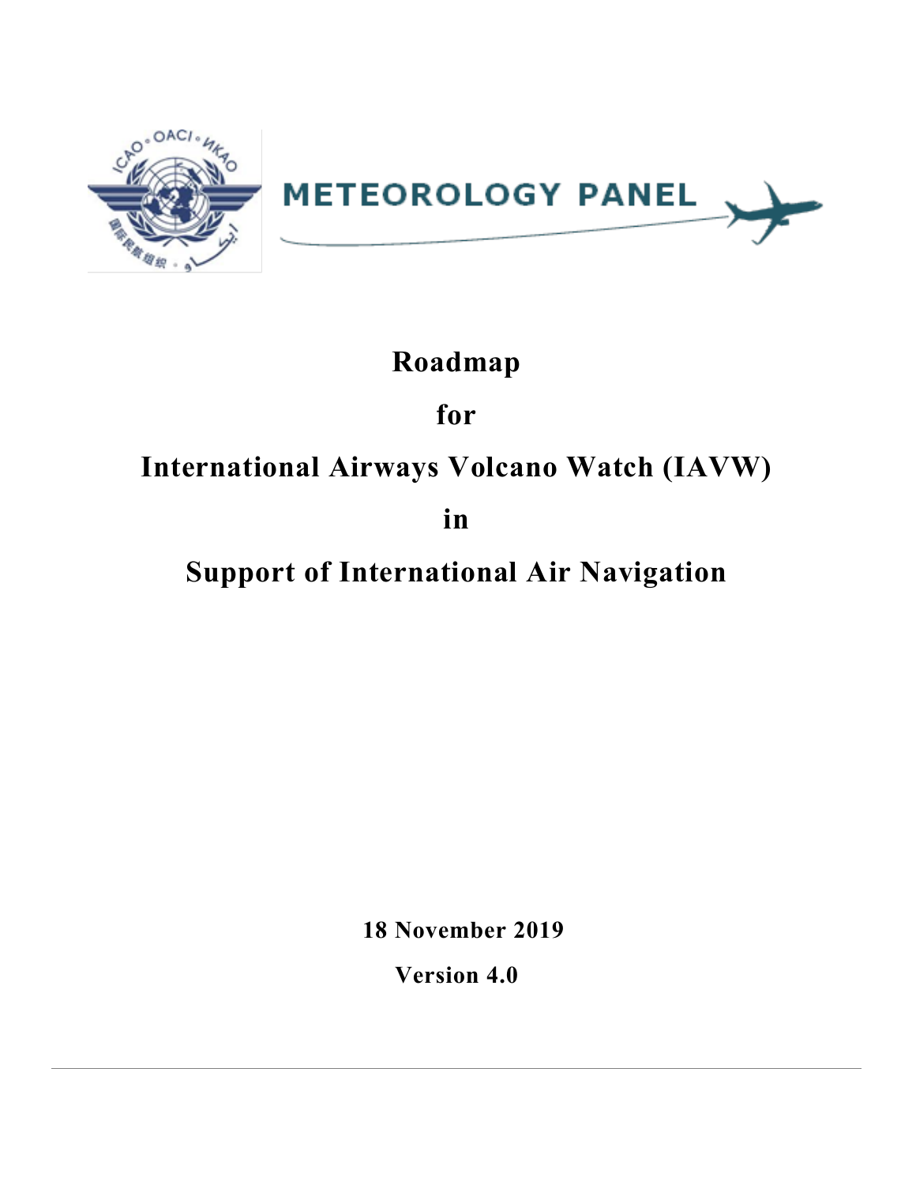METEOROLOGY PANEL

# Roadmap

# for

# International Airways Volcano Watch (IAVW)

# in

# Support of International Air Navigation

**18 November 2019**

**Version 4.0**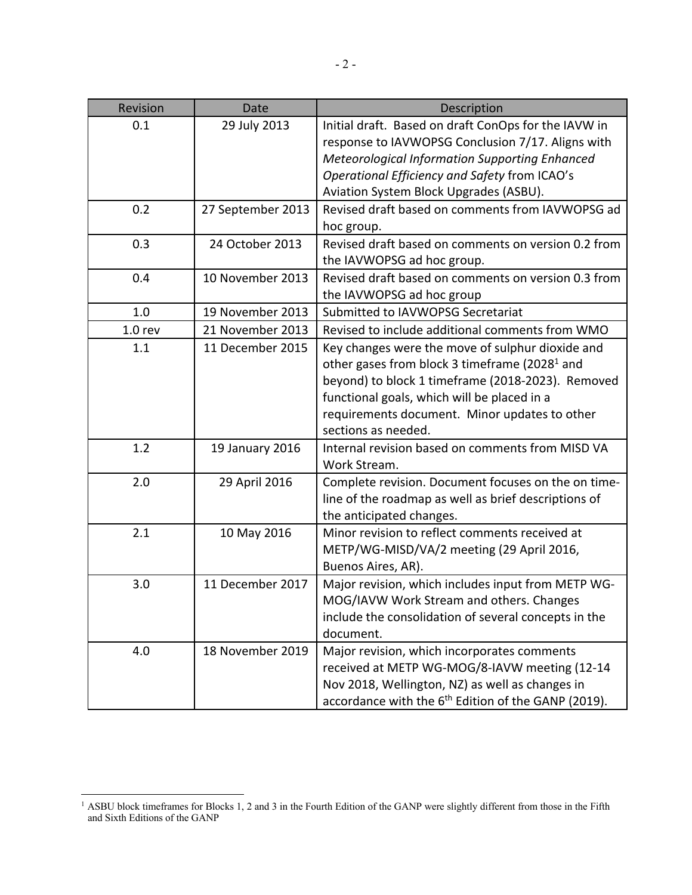| Revision | Date | Description |
| --- | --- | --- |
| 0.1 | 29 July 2013 | Initial draft. Based on draft ConOps for the IAVW in response to IAVWOPSG Conclusion 7/17. Aligns with *Meteorological Information Supporting Enhanced Operational Efficiency and Safety* from ICAO's Aviation System Block Upgrades (ASBU). |
| 0.2 | 27 September 2013 | Revised draft based on comments from IAVWOPSG ad hoc group. |
| 0.3 | 24 October 2013 | Revised draft based on comments on version 0.2 from the IAVWOPSG ad hoc group. |
| 0.4 | 10 November 2013 | Revised draft based on comments on version 0.3 from the IAVWOPSG ad hoc group |
| 1.0 | 19 November 2013 | Submitted to IAVWOPSG Secretariat |
| 1.0 rev | 21 November 2013 | Revised to include additional comments from WMO |
| 1.1 | 11 December 2015 | Key changes were the move of sulphur dioxide and other gases from block 3 timeframe (2028[1] and beyond) to block 1 timeframe (2018-2023). Removed functional goals, which will be placed in a requirements document. Minor updates to other sections as needed. |
| 1.2 | 19 January 2016 | Internal revision based on comments from MISD VA Work Stream. |
| 2.0 | 29 April 2016 | Complete revision. Document focuses on the on time-line of the roadmap as well as brief descriptions of the anticipated changes. |
| 2.1 | 10 May 2016 | Minor revision to reflect comments received at METP/WG-MISD/VA/2 meeting (29 April 2016, Buenos Aires, AR). |
| 3.0 | 11 December 2017 | Major revision, which includes input from METP WG-MOG/IAVW Work Stream and others. Changes include the consolidation of several concepts in the document. |
| 4.0 | 18 November 2019 | Major revision, which incorporates comments received at METP WG-MOG/8-IAVW meeting (12-14 Nov 2018, Wellington, NZ) as well as changes in accordance with the 6th Edition of the GANP (2019). |

[1] ASBU block timeframes for Blocks 1, 2 and 3 in the Fourth Edition of the GANP were slightly different from those in the Fifth and Sixth Editions of the GANP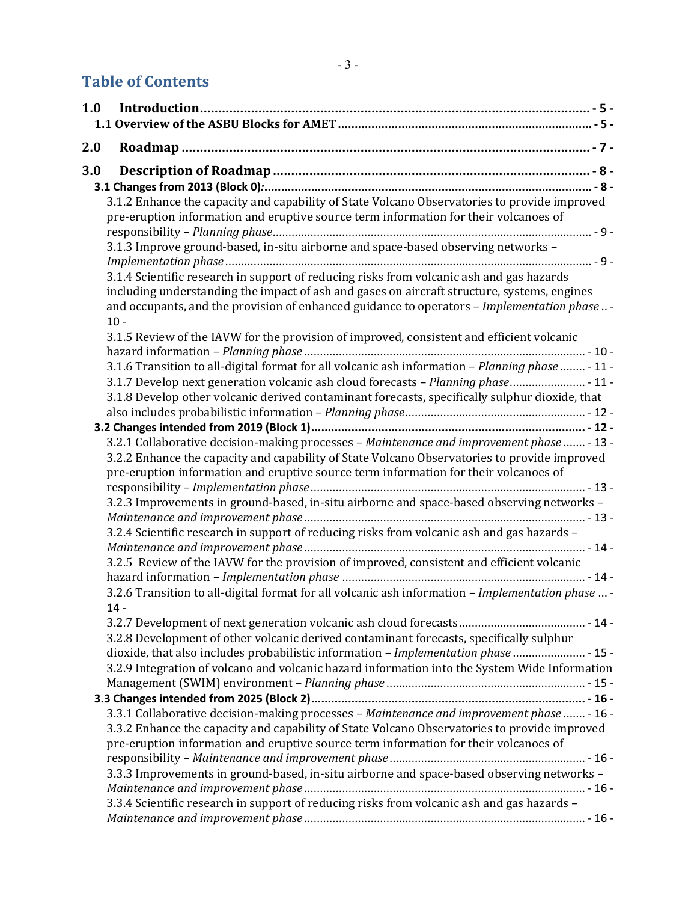# Table of Contents

**1.0 Introduction - 5 -**

**1.1 Overview of the ASBU Blocks for AMET - 5 -**

**2.0 Roadmap - 7 -**

**3.0 Description of Roadmap - 8 -**

**3.1 Changes from 2013 (Block 0)*:* - 8 -**

3.1.2 Enhance the capacity and capability of State Volcano Observatories to provide improved pre-eruption information and eruptive source term information for their volcanoes of responsibility – *Planning phase* - 9 -

3.1.3 Improve ground-based, in-situ airborne and space-based observing networks – *Implementation phase* - 9 -

3.1.4 Scientific research in support of reducing risks from volcanic ash and gas hazards including understanding the impact of ash and gases on aircraft structure, systems, engines and occupants, and the provision of enhanced guidance to operators – *Implementation phase* - 10 -

3.1.5 Review of the IAVW for the provision of improved, consistent and efficient volcanic hazard information – *Planning phase* - 10 -

3.1.6 Transition to all-digital format for all volcanic ash information – *Planning phase* - 11 -

3.1.7 Develop next generation volcanic ash cloud forecasts – *Planning phase* - 11 -

3.1.8 Develop other volcanic derived contaminant forecasts, specifically sulphur dioxide, that also includes probabilistic information – *Planning phase* - 12 -

**3.2 Changes intended from 2019 (Block 1) - 12 -**

3.2.1 Collaborative decision-making processes – *Maintenance and improvement phase* - 13 -

3.2.2 Enhance the capacity and capability of State Volcano Observatories to provide improved pre-eruption information and eruptive source term information for their volcanoes of responsibility – *Implementation phase* - 13 -

3.2.3 Improvements in ground-based, in-situ airborne and space-based observing networks – *Maintenance and improvement phase* - 13 -

3.2.4 Scientific research in support of reducing risks from volcanic ash and gas hazards – *Maintenance and improvement phase* - 14 -

3.2.5 Review of the IAVW for the provision of improved, consistent and efficient volcanic hazard information – *Implementation phase* - 14 -

3.2.6 Transition to all-digital format for all volcanic ash information – *Implementation phase* - 14 -

3.2.7 Development of next generation volcanic ash cloud forecasts - 14 -

3.2.8 Development of other volcanic derived contaminant forecasts, specifically sulphur dioxide, that also includes probabilistic information – *Implementation phase* - 15 -

3.2.9 Integration of volcano and volcanic hazard information into the System Wide Information Management (SWIM) environment – *Planning phase* - 15 -

**3.3 Changes intended from 2025 (Block 2) - 16 -**

3.3.1 Collaborative decision-making processes – *Maintenance and improvement phase* - 16 -

3.3.2 Enhance the capacity and capability of State Volcano Observatories to provide improved pre-eruption information and eruptive source term information for their volcanoes of responsibility – *Maintenance and improvement phase* - 16 -

3.3.3 Improvements in ground-based, in-situ airborne and space-based observing networks – *Maintenance and improvement phase* - 16 -

3.3.4 Scientific research in support of reducing risks from volcanic ash and gas hazards – *Maintenance and improvement phase* - 16 -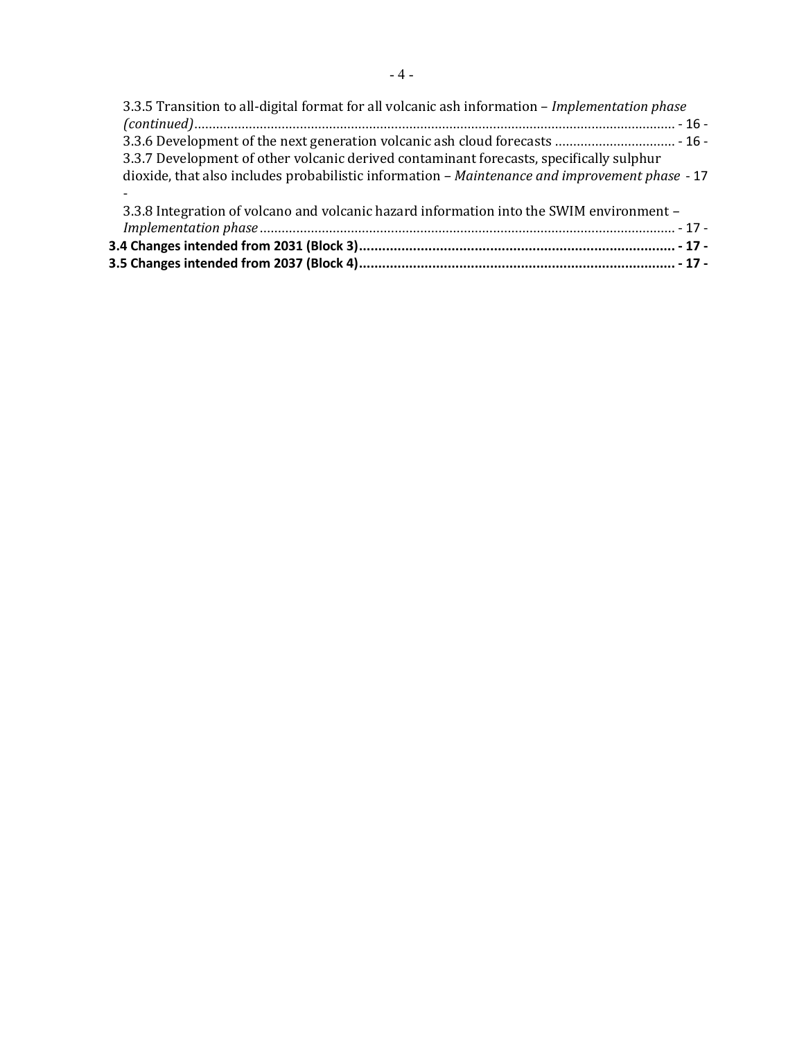3.3.5 Transition to all-digital format for all volcanic ash information – *Implementation phase (continued)* .......... - 16 -
3.3.6 Development of the next generation volcanic ash cloud forecasts .......... - 16 -
3.3.7 Development of other volcanic derived contaminant forecasts, specifically sulphur dioxide, that also includes probabilistic information – *Maintenance and improvement phase* - 17 -
3.3.8 Integration of volcano and volcanic hazard information into the SWIM environment – *Implementation phase* .......... - 17 -
**3.4 Changes intended from 2031 (Block 3) .......... - 17 -**
**3.5 Changes intended from 2037 (Block 4) .......... - 17 -**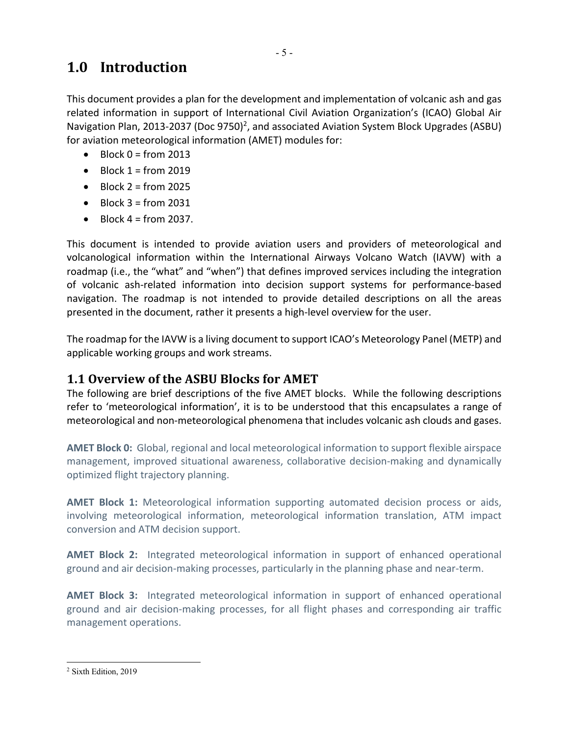# 1.0 Introduction

This document provides a plan for the development and implementation of volcanic ash and gas related information in support of International Civil Aviation Organization's (ICAO) Global Air Navigation Plan, 2013-2037 (Doc 9750)[2], and associated Aviation System Block Upgrades (ASBU) for aviation meteorological information (AMET) modules for:

- Block 0 = from 2013
- Block 1 = from 2019
- Block 2 = from 2025
- Block 3 = from 2031
- Block 4 = from 2037.

This document is intended to provide aviation users and providers of meteorological and volcanological information within the International Airways Volcano Watch (IAVW) with a roadmap (i.e., the "what" and "when") that defines improved services including the integration of volcanic ash-related information into decision support systems for performance-based navigation. The roadmap is not intended to provide detailed descriptions on all the areas presented in the document, rather it presents a high-level overview for the user.

The roadmap for the IAVW is a living document to support ICAO's Meteorology Panel (METP) and applicable working groups and work streams.

## 1.1 Overview of the ASBU Blocks for AMET

The following are brief descriptions of the five AMET blocks. While the following descriptions refer to 'meteorological information', it is to be understood that this encapsulates a range of meteorological and non-meteorological phenomena that includes volcanic ash clouds and gases.

**AMET Block 0:** Global, regional and local meteorological information to support flexible airspace management, improved situational awareness, collaborative decision-making and dynamically optimized flight trajectory planning.

**AMET Block 1:** Meteorological information supporting automated decision process or aids, involving meteorological information, meteorological information translation, ATM impact conversion and ATM decision support.

**AMET Block 2:** Integrated meteorological information in support of enhanced operational ground and air decision-making processes, particularly in the planning phase and near-term.

**AMET Block 3:** Integrated meteorological information in support of enhanced operational ground and air decision-making processes, for all flight phases and corresponding air traffic management operations.

[2] Sixth Edition, 2019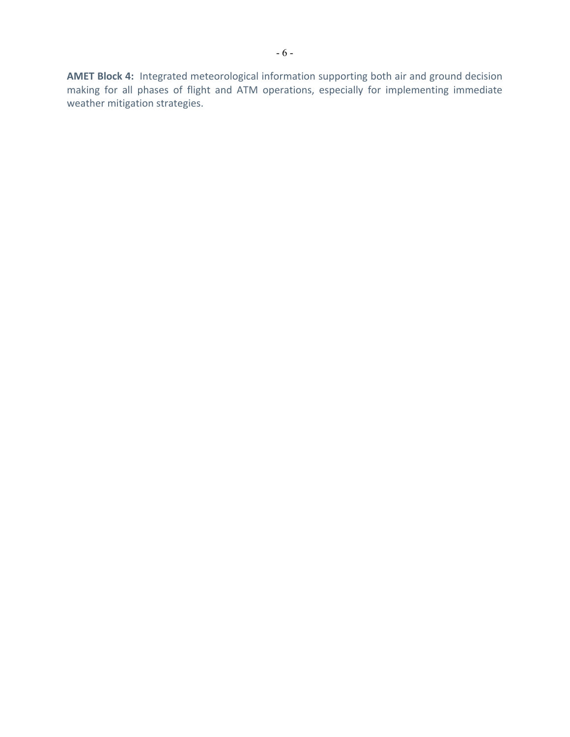**AMET Block 4:** Integrated meteorological information supporting both air and ground decision making for all phases of flight and ATM operations, especially for implementing immediate weather mitigation strategies.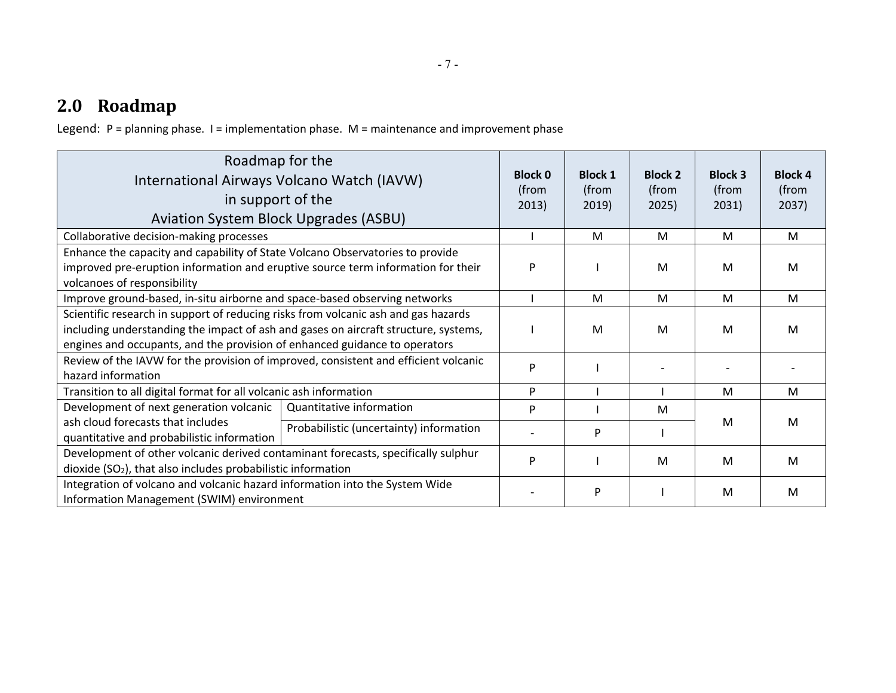## 2.0 Roadmap

Legend: P = planning phase. I = implementation phase. M = maintenance and improvement phase

| Roadmap for the International Airways Volcano Watch (IAVW) in support of the Aviation System Block Upgrades (ASBU) | | Block 0 (from 2013) | Block 1 (from 2019) | Block 2 (from 2025) | Block 3 (from 2031) | Block 4 (from 2037) |
|---|---|---|---|---|---|---|
| Collaborative decision-making processes | | I | M | M | M | M |
| Enhance the capacity and capability of State Volcano Observatories to provide improved pre-eruption information and eruptive source term information for their volcanoes of responsibility | | P | I | M | M | M |
| Improve ground-based, in-situ airborne and space-based observing networks | | I | M | M | M | M |
| Scientific research in support of reducing risks from volcanic ash and gas hazards including understanding the impact of ash and gases on aircraft structure, systems, engines and occupants, and the provision of enhanced guidance to operators | | I | M | M | M | M |
| Review of the IAVW for the provision of improved, consistent and efficient volcanic hazard information | | P | I | - | - | - |
| Transition to all digital format for all volcanic ash information | | P | I | I | M | M |
| Development of next generation volcanic ash cloud forecasts that includes quantitative and probabilistic information | Quantitative information | P | I | M | M | M |
| | Probabilistic (uncertainty) information | - | P | I | | |
| Development of other volcanic derived contaminant forecasts, specifically sulphur dioxide ($SO_2$), that also includes probabilistic information | | P | I | M | M | M |
| Integration of volcano and volcanic hazard information into the System Wide Information Management (SWIM) environment | | - | P | I | M | M |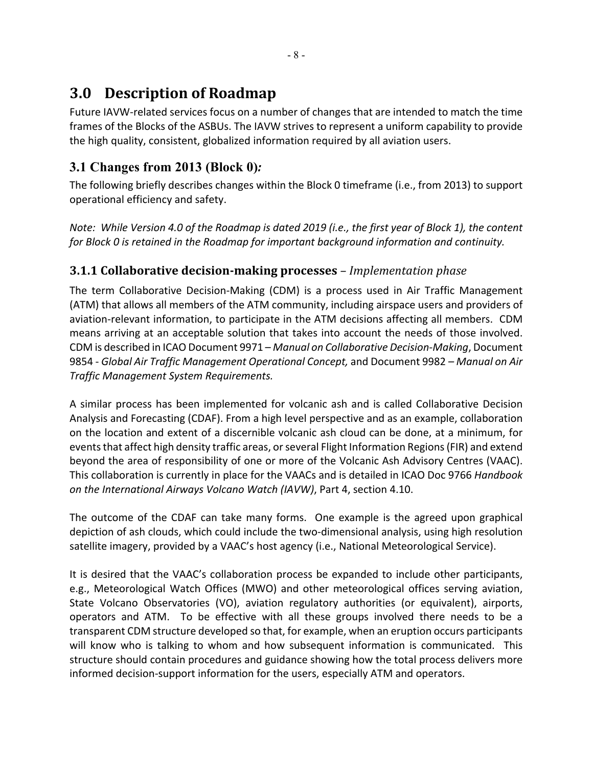# 3.0 Description of Roadmap

Future IAVW-related services focus on a number of changes that are intended to match the time frames of the Blocks of the ASBUs. The IAVW strives to represent a uniform capability to provide the high quality, consistent, globalized information required by all aviation users.

## 3.1 Changes from 2013 (Block 0)*:*

The following briefly describes changes within the Block 0 timeframe (i.e., from 2013) to support operational efficiency and safety.

*Note: While Version 4.0 of the Roadmap is dated 2019 (i.e., the first year of Block 1), the content for Block 0 is retained in the Roadmap for important background information and continuity.*

### 3.1.1 Collaborative decision-making processes – *Implementation phase*

The term Collaborative Decision-Making (CDM) is a process used in Air Traffic Management (ATM) that allows all members of the ATM community, including airspace users and providers of aviation-relevant information, to participate in the ATM decisions affecting all members. CDM means arriving at an acceptable solution that takes into account the needs of those involved. CDM is described in ICAO Document 9971 – *Manual on Collaborative Decision-Making*, Document 9854 - *Global Air Traffic Management Operational Concept,* and Document 9982 – *Manual on Air Traffic Management System Requirements.*

A similar process has been implemented for volcanic ash and is called Collaborative Decision Analysis and Forecasting (CDAF). From a high level perspective and as an example, collaboration on the location and extent of a discernible volcanic ash cloud can be done, at a minimum, for events that affect high density traffic areas, or several Flight Information Regions (FIR) and extend beyond the area of responsibility of one or more of the Volcanic Ash Advisory Centres (VAAC). This collaboration is currently in place for the VAACs and is detailed in ICAO Doc 9766 *Handbook on the International Airways Volcano Watch (IAVW)*, Part 4, section 4.10.

The outcome of the CDAF can take many forms. One example is the agreed upon graphical depiction of ash clouds, which could include the two-dimensional analysis, using high resolution satellite imagery, provided by a VAAC's host agency (i.e., National Meteorological Service).

It is desired that the VAAC's collaboration process be expanded to include other participants, e.g., Meteorological Watch Offices (MWO) and other meteorological offices serving aviation, State Volcano Observatories (VO), aviation regulatory authorities (or equivalent), airports, operators and ATM. To be effective with all these groups involved there needs to be a transparent CDM structure developed so that, for example, when an eruption occurs participants will know who is talking to whom and how subsequent information is communicated. This structure should contain procedures and guidance showing how the total process delivers more informed decision-support information for the users, especially ATM and operators.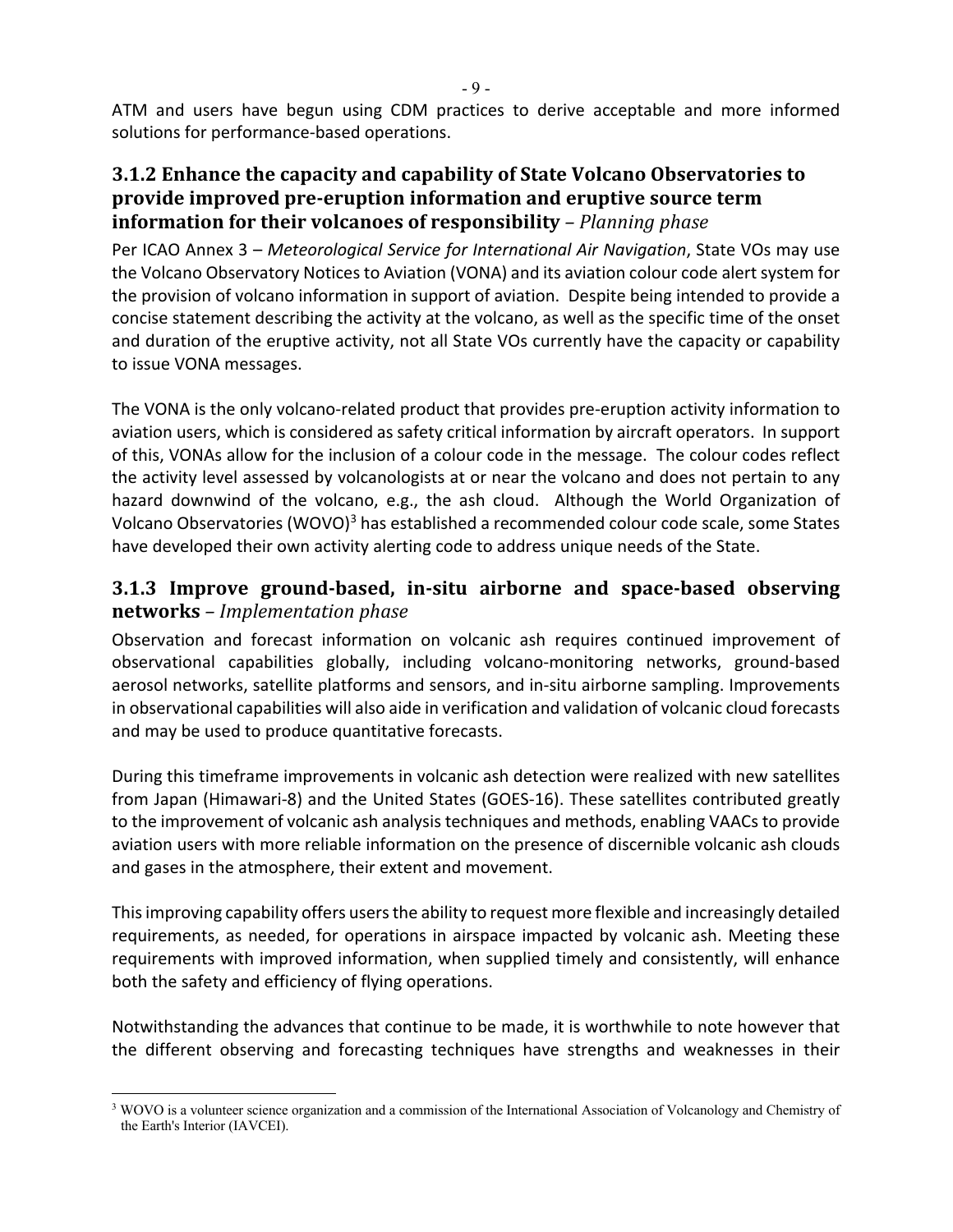ATM and users have begun using CDM practices to derive acceptable and more informed solutions for performance-based operations.

### 3.1.2 Enhance the capacity and capability of State Volcano Observatories to provide improved pre-eruption information and eruptive source term information for their volcanoes of responsibility – *Planning phase*

Per ICAO Annex 3 – *Meteorological Service for International Air Navigation*, State VOs may use the Volcano Observatory Notices to Aviation (VONA) and its aviation colour code alert system for the provision of volcano information in support of aviation. Despite being intended to provide a concise statement describing the activity at the volcano, as well as the specific time of the onset and duration of the eruptive activity, not all State VOs currently have the capacity or capability to issue VONA messages.

The VONA is the only volcano-related product that provides pre-eruption activity information to aviation users, which is considered as safety critical information by aircraft operators. In support of this, VONAs allow for the inclusion of a colour code in the message. The colour codes reflect the activity level assessed by volcanologists at or near the volcano and does not pertain to any hazard downwind of the volcano, e.g., the ash cloud. Although the World Organization of Volcano Observatories (WOVO)[3] has established a recommended colour code scale, some States have developed their own activity alerting code to address unique needs of the State.

### 3.1.3 Improve ground-based, in-situ airborne and space-based observing networks – *Implementation phase*

Observation and forecast information on volcanic ash requires continued improvement of observational capabilities globally, including volcano-monitoring networks, ground-based aerosol networks, satellite platforms and sensors, and in-situ airborne sampling. Improvements in observational capabilities will also aide in verification and validation of volcanic cloud forecasts and may be used to produce quantitative forecasts.

During this timeframe improvements in volcanic ash detection were realized with new satellites from Japan (Himawari-8) and the United States (GOES-16). These satellites contributed greatly to the improvement of volcanic ash analysis techniques and methods, enabling VAACs to provide aviation users with more reliable information on the presence of discernible volcanic ash clouds and gases in the atmosphere, their extent and movement.

This improving capability offers users the ability to request more flexible and increasingly detailed requirements, as needed, for operations in airspace impacted by volcanic ash. Meeting these requirements with improved information, when supplied timely and consistently, will enhance both the safety and efficiency of flying operations.

Notwithstanding the advances that continue to be made, it is worthwhile to note however that the different observing and forecasting techniques have strengths and weaknesses in their

[3] WOVO is a volunteer science organization and a commission of the International Association of Volcanology and Chemistry of the Earth's Interior (IAVCEI).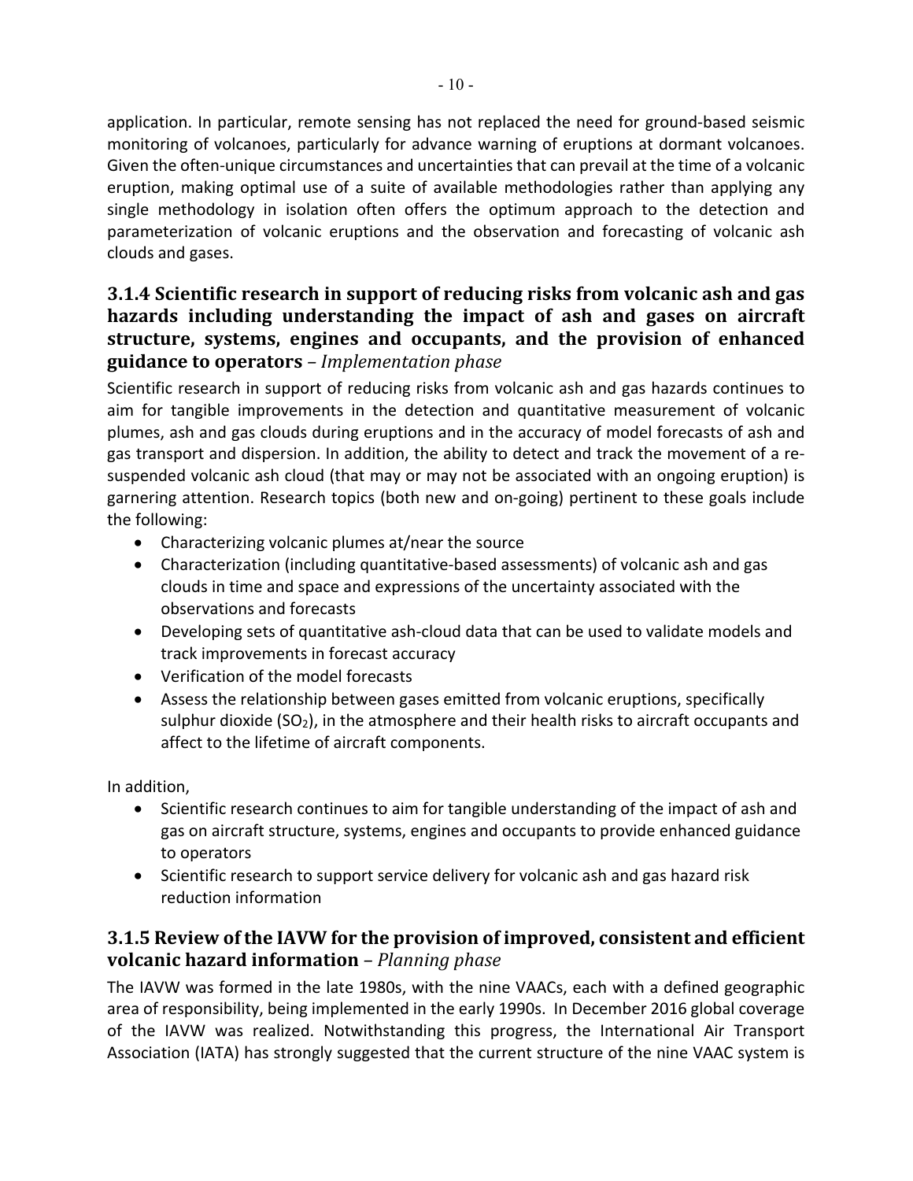application. In particular, remote sensing has not replaced the need for ground-based seismic monitoring of volcanoes, particularly for advance warning of eruptions at dormant volcanoes. Given the often-unique circumstances and uncertainties that can prevail at the time of a volcanic eruption, making optimal use of a suite of available methodologies rather than applying any single methodology in isolation often offers the optimum approach to the detection and parameterization of volcanic eruptions and the observation and forecasting of volcanic ash clouds and gases.

### 3.1.4 Scientific research in support of reducing risks from volcanic ash and gas hazards including understanding the impact of ash and gases on aircraft structure, systems, engines and occupants, and the provision of enhanced guidance to operators – *Implementation phase*

Scientific research in support of reducing risks from volcanic ash and gas hazards continues to aim for tangible improvements in the detection and quantitative measurement of volcanic plumes, ash and gas clouds during eruptions and in the accuracy of model forecasts of ash and gas transport and dispersion. In addition, the ability to detect and track the movement of a re-suspended volcanic ash cloud (that may or may not be associated with an ongoing eruption) is garnering attention. Research topics (both new and on-going) pertinent to these goals include the following:

- Characterizing volcanic plumes at/near the source
- Characterization (including quantitative-based assessments) of volcanic ash and gas clouds in time and space and expressions of the uncertainty associated with the observations and forecasts
- Developing sets of quantitative ash-cloud data that can be used to validate models and track improvements in forecast accuracy
- Verification of the model forecasts
- Assess the relationship between gases emitted from volcanic eruptions, specifically sulphur dioxide ($SO_2$), in the atmosphere and their health risks to aircraft occupants and affect to the lifetime of aircraft components.

In addition,

- Scientific research continues to aim for tangible understanding of the impact of ash and gas on aircraft structure, systems, engines and occupants to provide enhanced guidance to operators
- Scientific research to support service delivery for volcanic ash and gas hazard risk reduction information

### 3.1.5 Review of the IAVW for the provision of improved, consistent and efficient volcanic hazard information – *Planning phase*

The IAVW was formed in the late 1980s, with the nine VAACs, each with a defined geographic area of responsibility, being implemented in the early 1990s. In December 2016 global coverage of the IAVW was realized. Notwithstanding this progress, the International Air Transport Association (IATA) has strongly suggested that the current structure of the nine VAAC system is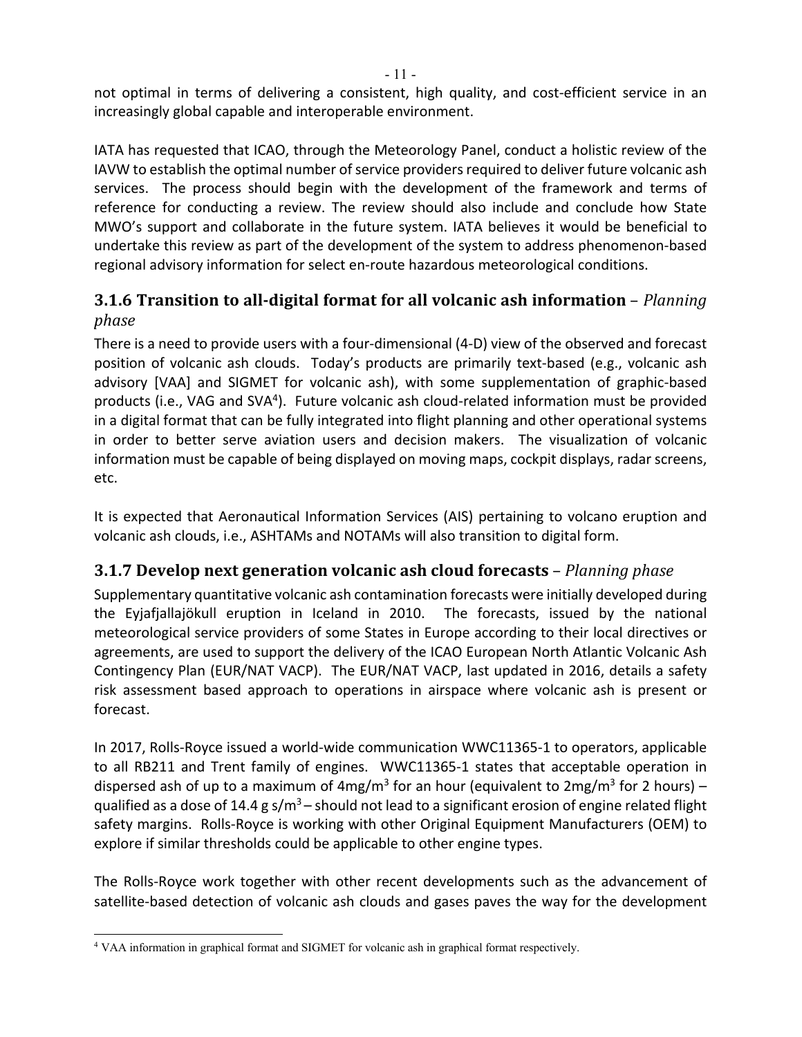not optimal in terms of delivering a consistent, high quality, and cost-efficient service in an increasingly global capable and interoperable environment.

IATA has requested that ICAO, through the Meteorology Panel, conduct a holistic review of the IAVW to establish the optimal number of service providers required to deliver future volcanic ash services. The process should begin with the development of the framework and terms of reference for conducting a review. The review should also include and conclude how State MWO's support and collaborate in the future system. IATA believes it would be beneficial to undertake this review as part of the development of the system to address phenomenon-based regional advisory information for select en-route hazardous meteorological conditions.

### 3.1.6 Transition to all-digital format for all volcanic ash information – *Planning phase*

There is a need to provide users with a four-dimensional (4-D) view of the observed and forecast position of volcanic ash clouds. Today's products are primarily text-based (e.g., volcanic ash advisory [VAA] and SIGMET for volcanic ash), with some supplementation of graphic-based products (i.e., VAG and SVA[4]). Future volcanic ash cloud-related information must be provided in a digital format that can be fully integrated into flight planning and other operational systems in order to better serve aviation users and decision makers. The visualization of volcanic information must be capable of being displayed on moving maps, cockpit displays, radar screens, etc.

It is expected that Aeronautical Information Services (AIS) pertaining to volcano eruption and volcanic ash clouds, i.e., ASHTAMs and NOTAMs will also transition to digital form.

### 3.1.7 Develop next generation volcanic ash cloud forecasts – *Planning phase*

Supplementary quantitative volcanic ash contamination forecasts were initially developed during the Eyjafjallajökull eruption in Iceland in 2010. The forecasts, issued by the national meteorological service providers of some States in Europe according to their local directives or agreements, are used to support the delivery of the ICAO European North Atlantic Volcanic Ash Contingency Plan (EUR/NAT VACP). The EUR/NAT VACP, last updated in 2016, details a safety risk assessment based approach to operations in airspace where volcanic ash is present or forecast.

In 2017, Rolls-Royce issued a world-wide communication WWC11365-1 to operators, applicable to all RB211 and Trent family of engines. WWC11365-1 states that acceptable operation in dispersed ash of up to a maximum of $4 mg/m^3$ for an hour (equivalent to $2 mg/m^3$ for 2 hours) – qualified as a dose of $14.4 g s/m^3$ – should not lead to a significant erosion of engine related flight safety margins. Rolls-Royce is working with other Original Equipment Manufacturers (OEM) to explore if similar thresholds could be applicable to other engine types.

The Rolls-Royce work together with other recent developments such as the advancement of satellite-based detection of volcanic ash clouds and gases paves the way for the development

[4] VAA information in graphical format and SIGMET for volcanic ash in graphical format respectively.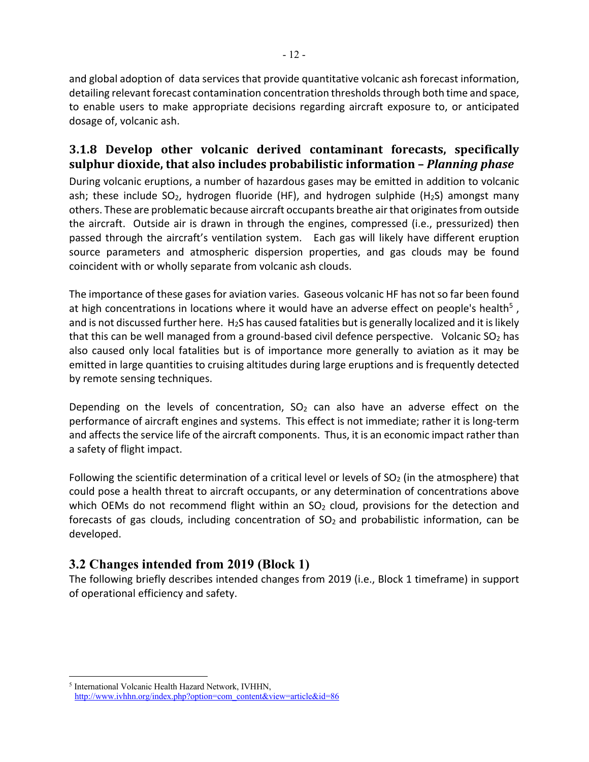and global adoption of data services that provide quantitative volcanic ash forecast information, detailing relevant forecast contamination concentration thresholds through both time and space, to enable users to make appropriate decisions regarding aircraft exposure to, or anticipated dosage of, volcanic ash.

### 3.1.8 Develop other volcanic derived contaminant forecasts, specifically sulphur dioxide, that also includes probabilistic information – *Planning phase*

During volcanic eruptions, a number of hazardous gases may be emitted in addition to volcanic ash; these include $SO_2$, hydrogen fluoride (HF), and hydrogen sulphide ($H_2S$) amongst many others. These are problematic because aircraft occupants breathe air that originates from outside the aircraft. Outside air is drawn in through the engines, compressed (i.e., pressurized) then passed through the aircraft's ventilation system. Each gas will likely have different eruption source parameters and atmospheric dispersion properties, and gas clouds may be found coincident with or wholly separate from volcanic ash clouds.

The importance of these gases for aviation varies. Gaseous volcanic HF has not so far been found at high concentrations in locations where it would have an adverse effect on people's health[5], and is not discussed further here. $H_2S$ has caused fatalities but is generally localized and it is likely that this can be well managed from a ground-based civil defence perspective. Volcanic $SO_2$ has also caused only local fatalities but is of importance more generally to aviation as it may be emitted in large quantities to cruising altitudes during large eruptions and is frequently detected by remote sensing techniques.

Depending on the levels of concentration, $SO_2$ can also have an adverse effect on the performance of aircraft engines and systems. This effect is not immediate; rather it is long-term and affects the service life of the aircraft components. Thus, it is an economic impact rather than a safety of flight impact.

Following the scientific determination of a critical level or levels of $SO_2$ (in the atmosphere) that could pose a health threat to aircraft occupants, or any determination of concentrations above which OEMs do not recommend flight within an $SO_2$ cloud, provisions for the detection and forecasts of gas clouds, including concentration of $SO_2$ and probabilistic information, can be developed.

## 3.2 Changes intended from 2019 (Block 1)

The following briefly describes intended changes from 2019 (i.e., Block 1 timeframe) in support of operational efficiency and safety.

---

[5] International Volcanic Health Hazard Network, IVHHN, http://www.ivhhn.org/index.php?option=com_content&view=article&id=86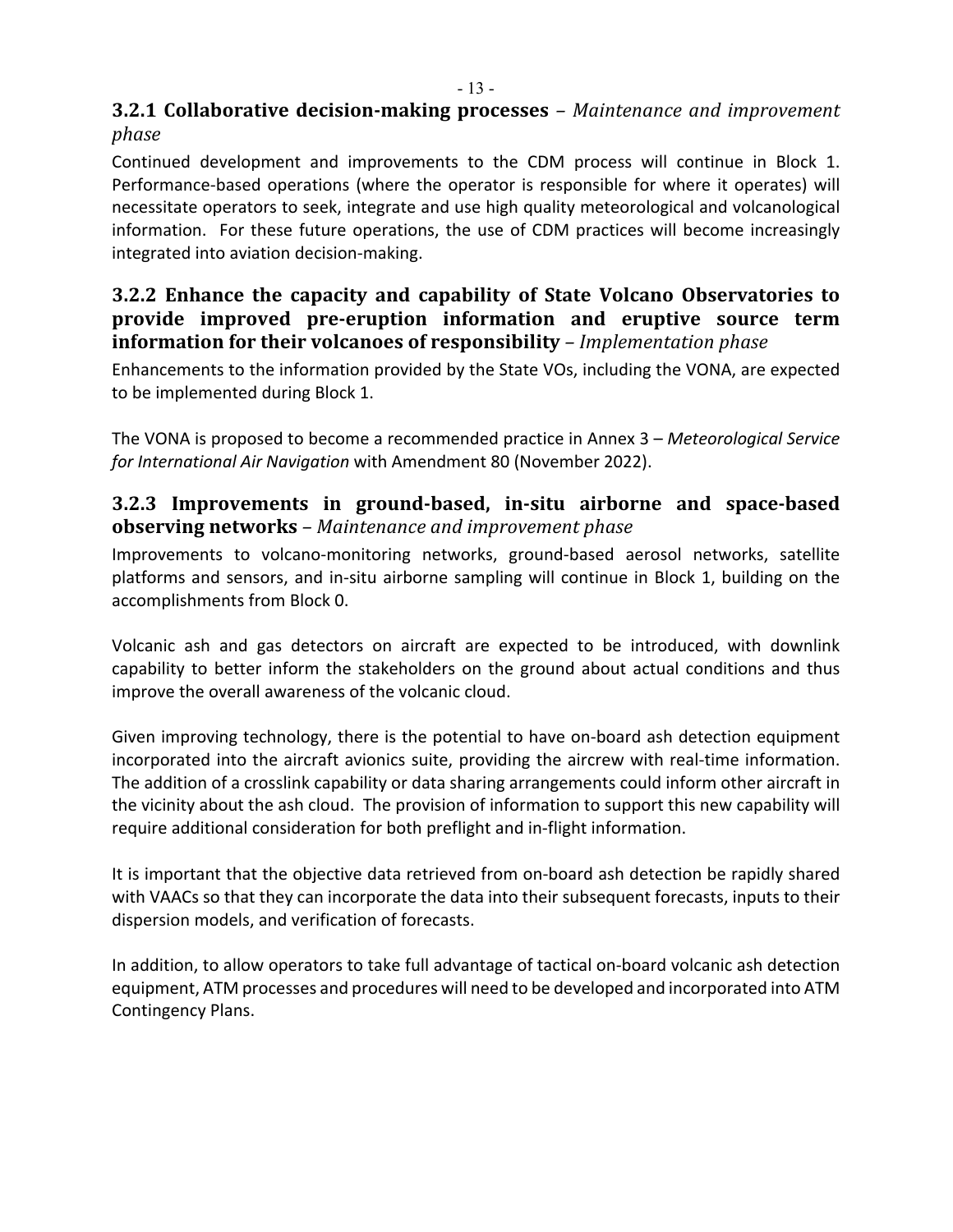### 3.2.1 Collaborative decision-making processes – *Maintenance and improvement phase*

Continued development and improvements to the CDM process will continue in Block 1. Performance-based operations (where the operator is responsible for where it operates) will necessitate operators to seek, integrate and use high quality meteorological and volcanological information. For these future operations, the use of CDM practices will become increasingly integrated into aviation decision-making.

### 3.2.2 Enhance the capacity and capability of State Volcano Observatories to provide improved pre-eruption information and eruptive source term information for their volcanoes of responsibility – *Implementation phase*

Enhancements to the information provided by the State VOs, including the VONA, are expected to be implemented during Block 1.

The VONA is proposed to become a recommended practice in Annex 3 – *Meteorological Service for International Air Navigation* with Amendment 80 (November 2022).

### 3.2.3 Improvements in ground-based, in-situ airborne and space-based observing networks – *Maintenance and improvement phase*

Improvements to volcano-monitoring networks, ground-based aerosol networks, satellite platforms and sensors, and in-situ airborne sampling will continue in Block 1, building on the accomplishments from Block 0.

Volcanic ash and gas detectors on aircraft are expected to be introduced, with downlink capability to better inform the stakeholders on the ground about actual conditions and thus improve the overall awareness of the volcanic cloud.

Given improving technology, there is the potential to have on-board ash detection equipment incorporated into the aircraft avionics suite, providing the aircrew with real-time information. The addition of a crosslink capability or data sharing arrangements could inform other aircraft in the vicinity about the ash cloud. The provision of information to support this new capability will require additional consideration for both preflight and in-flight information.

It is important that the objective data retrieved from on-board ash detection be rapidly shared with VAACs so that they can incorporate the data into their subsequent forecasts, inputs to their dispersion models, and verification of forecasts.

In addition, to allow operators to take full advantage of tactical on-board volcanic ash detection equipment, ATM processes and procedures will need to be developed and incorporated into ATM Contingency Plans.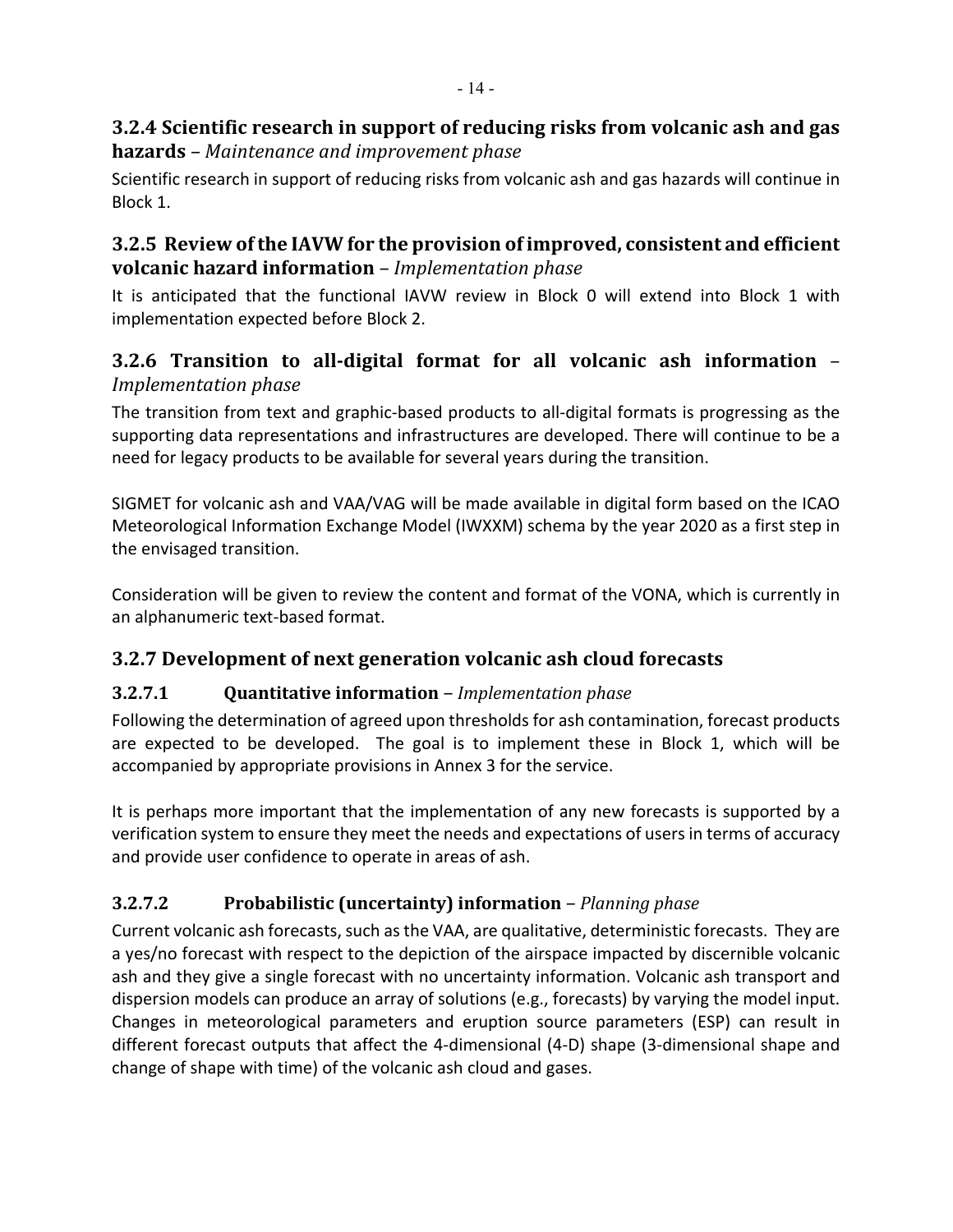### 3.2.4 Scientific research in support of reducing risks from volcanic ash and gas hazards – *Maintenance and improvement phase*

Scientific research in support of reducing risks from volcanic ash and gas hazards will continue in Block 1.

### 3.2.5 Review of the IAVW for the provision of improved, consistent and efficient volcanic hazard information – *Implementation phase*

It is anticipated that the functional IAVW review in Block 0 will extend into Block 1 with implementation expected before Block 2.

### 3.2.6 Transition to all-digital format for all volcanic ash information – *Implementation phase*

The transition from text and graphic-based products to all-digital formats is progressing as the supporting data representations and infrastructures are developed. There will continue to be a need for legacy products to be available for several years during the transition.

SIGMET for volcanic ash and VAA/VAG will be made available in digital form based on the ICAO Meteorological Information Exchange Model (IWXXM) schema by the year 2020 as a first step in the envisaged transition.

Consideration will be given to review the content and format of the VONA, which is currently in an alphanumeric text-based format.

### 3.2.7 Development of next generation volcanic ash cloud forecasts

#### 3.2.7.1 Quantitative information – *Implementation phase*

Following the determination of agreed upon thresholds for ash contamination, forecast products are expected to be developed. The goal is to implement these in Block 1, which will be accompanied by appropriate provisions in Annex 3 for the service.

It is perhaps more important that the implementation of any new forecasts is supported by a verification system to ensure they meet the needs and expectations of users in terms of accuracy and provide user confidence to operate in areas of ash.

#### 3.2.7.2 Probabilistic (uncertainty) information – *Planning phase*

Current volcanic ash forecasts, such as the VAA, are qualitative, deterministic forecasts. They are a yes/no forecast with respect to the depiction of the airspace impacted by discernible volcanic ash and they give a single forecast with no uncertainty information. Volcanic ash transport and dispersion models can produce an array of solutions (e.g., forecasts) by varying the model input. Changes in meteorological parameters and eruption source parameters (ESP) can result in different forecast outputs that affect the 4-dimensional (4-D) shape (3-dimensional shape and change of shape with time) of the volcanic ash cloud and gases.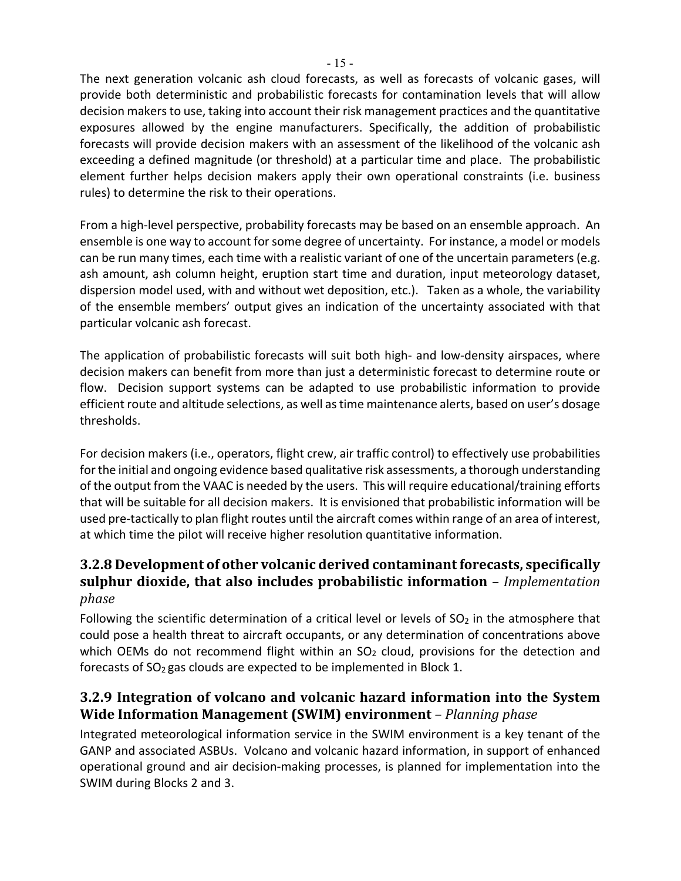The next generation volcanic ash cloud forecasts, as well as forecasts of volcanic gases, will provide both deterministic and probabilistic forecasts for contamination levels that will allow decision makers to use, taking into account their risk management practices and the quantitative exposures allowed by the engine manufacturers. Specifically, the addition of probabilistic forecasts will provide decision makers with an assessment of the likelihood of the volcanic ash exceeding a defined magnitude (or threshold) at a particular time and place. The probabilistic element further helps decision makers apply their own operational constraints (i.e. business rules) to determine the risk to their operations.

From a high-level perspective, probability forecasts may be based on an ensemble approach. An ensemble is one way to account for some degree of uncertainty. For instance, a model or models can be run many times, each time with a realistic variant of one of the uncertain parameters (e.g. ash amount, ash column height, eruption start time and duration, input meteorology dataset, dispersion model used, with and without wet deposition, etc.). Taken as a whole, the variability of the ensemble members' output gives an indication of the uncertainty associated with that particular volcanic ash forecast.

The application of probabilistic forecasts will suit both high- and low-density airspaces, where decision makers can benefit from more than just a deterministic forecast to determine route or flow. Decision support systems can be adapted to use probabilistic information to provide efficient route and altitude selections, as well as time maintenance alerts, based on user's dosage thresholds.

For decision makers (i.e., operators, flight crew, air traffic control) to effectively use probabilities for the initial and ongoing evidence based qualitative risk assessments, a thorough understanding of the output from the VAAC is needed by the users. This will require educational/training efforts that will be suitable for all decision makers. It is envisioned that probabilistic information will be used pre-tactically to plan flight routes until the aircraft comes within range of an area of interest, at which time the pilot will receive higher resolution quantitative information.

### 3.2.8 Development of other volcanic derived contaminant forecasts, specifically sulphur dioxide, that also includes probabilistic information – *Implementation phase*

Following the scientific determination of a critical level or levels of $SO_2$ in the atmosphere that could pose a health threat to aircraft occupants, or any determination of concentrations above which OEMs do not recommend flight within an $SO_2$ cloud, provisions for the detection and forecasts of $SO_2$ gas clouds are expected to be implemented in Block 1.

### 3.2.9 Integration of volcano and volcanic hazard information into the System Wide Information Management (SWIM) environment – *Planning phase*

Integrated meteorological information service in the SWIM environment is a key tenant of the GANP and associated ASBUs. Volcano and volcanic hazard information, in support of enhanced operational ground and air decision-making processes, is planned for implementation into the SWIM during Blocks 2 and 3.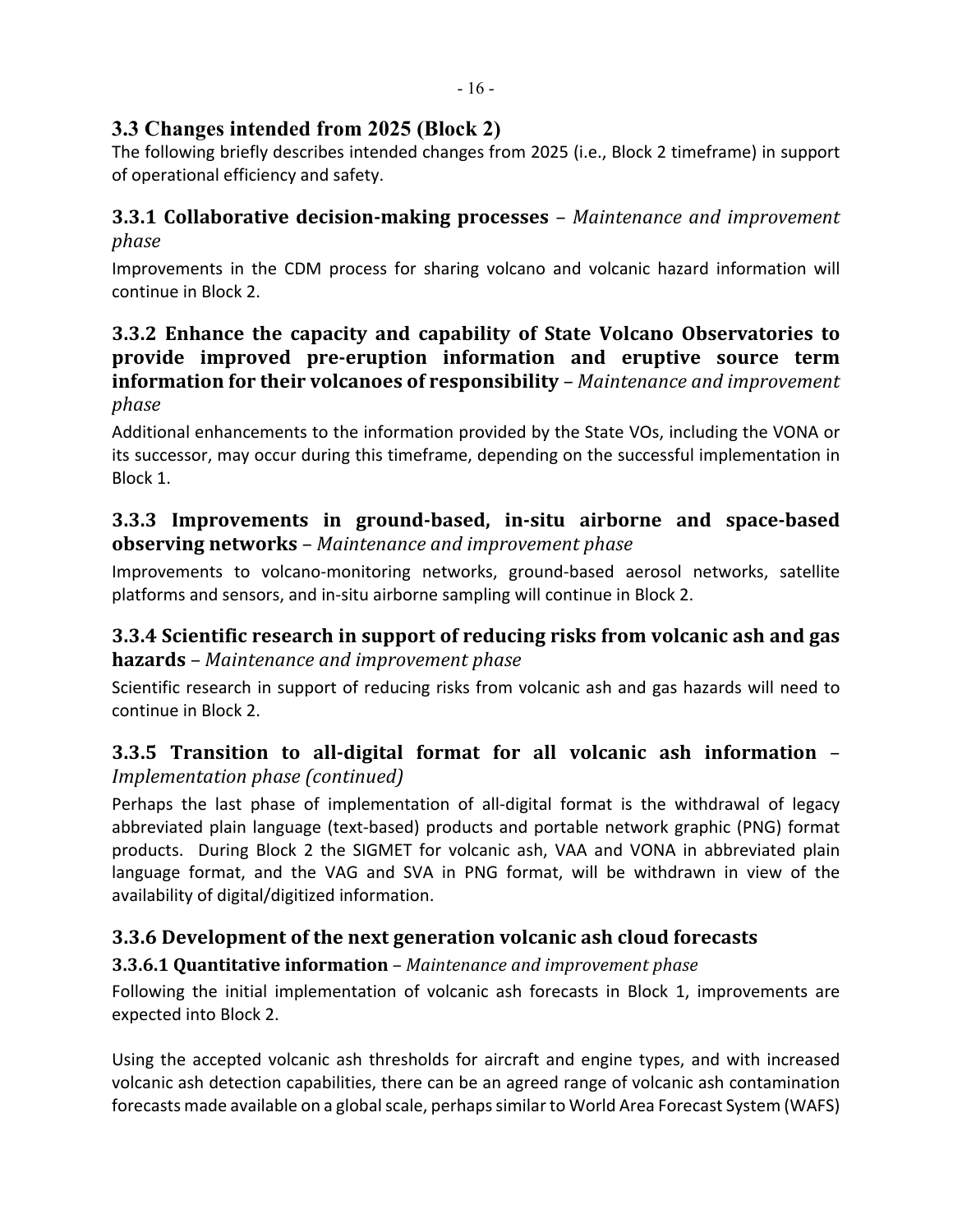## 3.3 Changes intended from 2025 (Block 2)

The following briefly describes intended changes from 2025 (i.e., Block 2 timeframe) in support of operational efficiency and safety.

### 3.3.1 Collaborative decision-making processes – *Maintenance and improvement phase*

Improvements in the CDM process for sharing volcano and volcanic hazard information will continue in Block 2.

### 3.3.2 Enhance the capacity and capability of State Volcano Observatories to provide improved pre-eruption information and eruptive source term information for their volcanoes of responsibility – *Maintenance and improvement phase*

Additional enhancements to the information provided by the State VOs, including the VONA or its successor, may occur during this timeframe, depending on the successful implementation in Block 1.

### 3.3.3 Improvements in ground-based, in-situ airborne and space-based observing networks – *Maintenance and improvement phase*

Improvements to volcano-monitoring networks, ground-based aerosol networks, satellite platforms and sensors, and in-situ airborne sampling will continue in Block 2.

### 3.3.4 Scientific research in support of reducing risks from volcanic ash and gas hazards – *Maintenance and improvement phase*

Scientific research in support of reducing risks from volcanic ash and gas hazards will need to continue in Block 2.

### 3.3.5 Transition to all-digital format for all volcanic ash information – *Implementation phase (continued)*

Perhaps the last phase of implementation of all-digital format is the withdrawal of legacy abbreviated plain language (text-based) products and portable network graphic (PNG) format products. During Block 2 the SIGMET for volcanic ash, VAA and VONA in abbreviated plain language format, and the VAG and SVA in PNG format, will be withdrawn in view of the availability of digital/digitized information.

### 3.3.6 Development of the next generation volcanic ash cloud forecasts

#### 3.3.6.1 Quantitative information – *Maintenance and improvement phase*

Following the initial implementation of volcanic ash forecasts in Block 1, improvements are expected into Block 2.

Using the accepted volcanic ash thresholds for aircraft and engine types, and with increased volcanic ash detection capabilities, there can be an agreed range of volcanic ash contamination forecasts made available on a global scale, perhaps similar to World Area Forecast System (WAFS)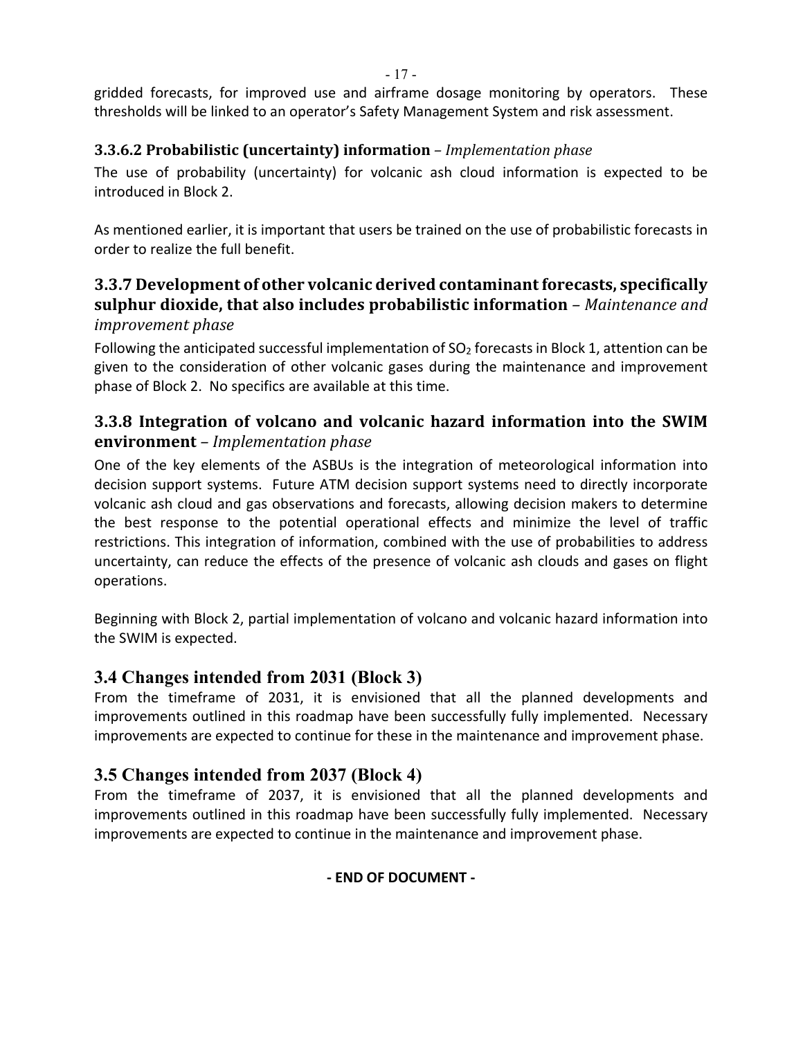gridded forecasts, for improved use and airframe dosage monitoring by operators. These thresholds will be linked to an operator's Safety Management System and risk assessment.

#### 3.3.6.2 Probabilistic (uncertainty) information – *Implementation phase*

The use of probability (uncertainty) for volcanic ash cloud information is expected to be introduced in Block 2.

As mentioned earlier, it is important that users be trained on the use of probabilistic forecasts in order to realize the full benefit.

### 3.3.7 Development of other volcanic derived contaminant forecasts, specifically sulphur dioxide, that also includes probabilistic information – *Maintenance and improvement phase*

Following the anticipated successful implementation of $SO_2$ forecasts in Block 1, attention can be given to the consideration of other volcanic gases during the maintenance and improvement phase of Block 2. No specifics are available at this time.

### 3.3.8 Integration of volcano and volcanic hazard information into the SWIM environment – *Implementation phase*

One of the key elements of the ASBUs is the integration of meteorological information into decision support systems. Future ATM decision support systems need to directly incorporate volcanic ash cloud and gas observations and forecasts, allowing decision makers to determine the best response to the potential operational effects and minimize the level of traffic restrictions. This integration of information, combined with the use of probabilities to address uncertainty, can reduce the effects of the presence of volcanic ash clouds and gases on flight operations.

Beginning with Block 2, partial implementation of volcano and volcanic hazard information into the SWIM is expected.

## 3.4 Changes intended from 2031 (Block 3)

From the timeframe of 2031, it is envisioned that all the planned developments and improvements outlined in this roadmap have been successfully fully implemented. Necessary improvements are expected to continue for these in the maintenance and improvement phase.

## 3.5 Changes intended from 2037 (Block 4)

From the timeframe of 2037, it is envisioned that all the planned developments and improvements outlined in this roadmap have been successfully fully implemented. Necessary improvements are expected to continue in the maintenance and improvement phase.

**- END OF DOCUMENT -**